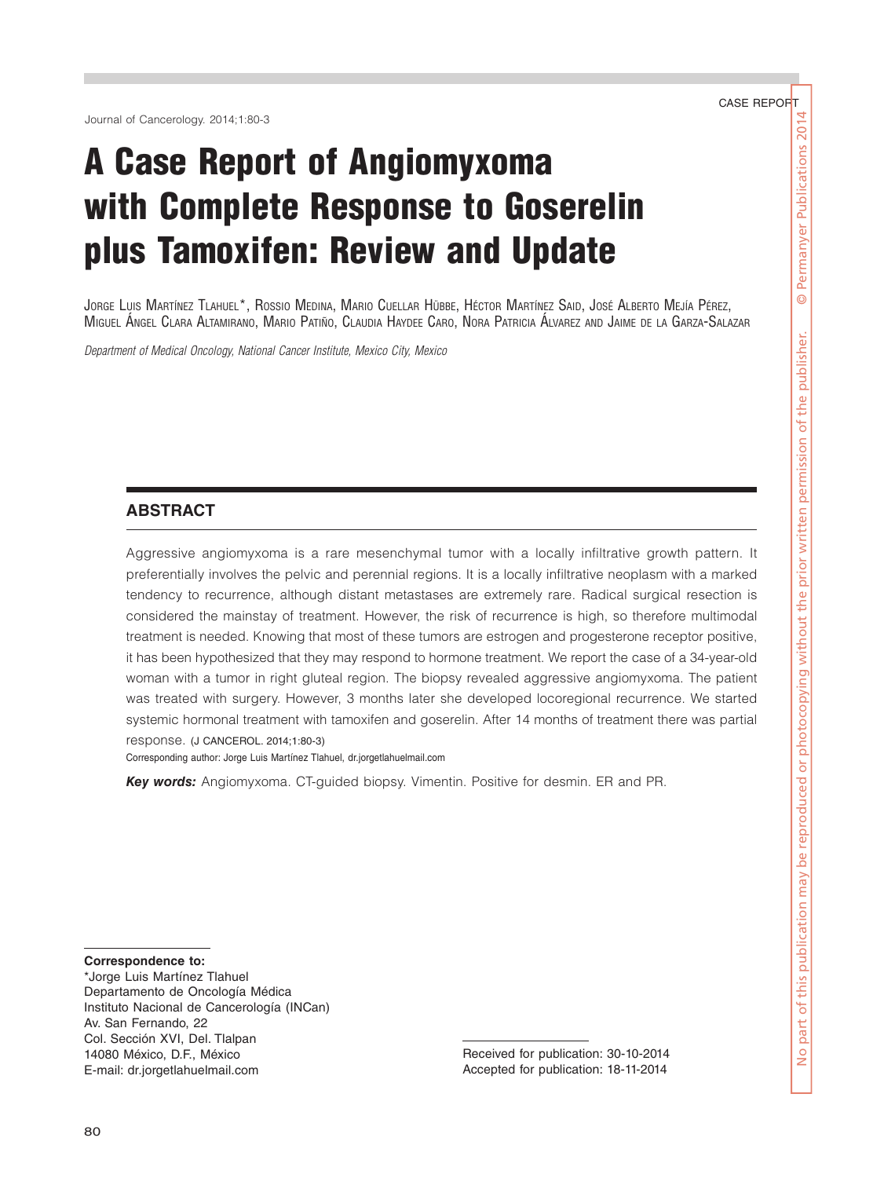CASE REPORT

# A Case Report of Angiomyxoma with Complete Response to Goserelin plus Tamoxifen: Review and Update

Jorge Luis Martínez Tlahuel*, Rossio Medina, Mario Cuellar Hübbe, Héctor Martínez Said, José Alberto Mejía Pérez, Miguel Ángel Clara Altamirano, Mario Patiño, Claudia Haydee Caro, Nora Patricia Álvarez and Jaime de la Garza-Salazar

*Department of Medical Oncology, National Cancer Institute, Mexico City, Mexico*

## ABSTRACT

Aggressive angiomyxoma is a rare mesenchymal tumor with a locally infiltrative growth pattern. It preferentially involves the pelvic and perennial regions. It is a locally infiltrative neoplasm with a marked tendency to recurrence, although distant metastases are extremely rare. Radical surgical resection is considered the mainstay of treatment. However, the risk of recurrence is high, so therefore multimodal treatment is needed. Knowing that most of these tumors are estrogen and progesterone receptor positive, it has been hypothesized that they may respond to hormone treatment. We report the case of a 34-year-old woman with a tumor in right gluteal region. The biopsy revealed aggressive angiomyxoma. The patient was treated with surgery. However, 3 months later she developed locoregional recurrence. We started systemic hormonal treatment with tamoxifen and goserelin. After 14 months of treatment there was partial response. (J CANCEROL. 2014;1:80-3)

Corresponding author: Jorge Luis Martínez Tlahuel, dr.jorgetlahuelmail.com

***Key words:*** Angiomyxoma. CT-guided biopsy. Vimentin. Positive for desmin. ER and PR.

**Correspondence to:**
*Jorge Luis Martínez Tlahuel
Departamento de Oncología Médica
Instituto Nacional de Cancerología (INCan)
Av. San Fernando, 22
Col. Sección XVI, Del. Tlalpan
14080 México, D.F., México
E-mail: dr.jorgetlahuelmail.com

Received for publication: 30-10-2014
Accepted for publication: 18-11-2014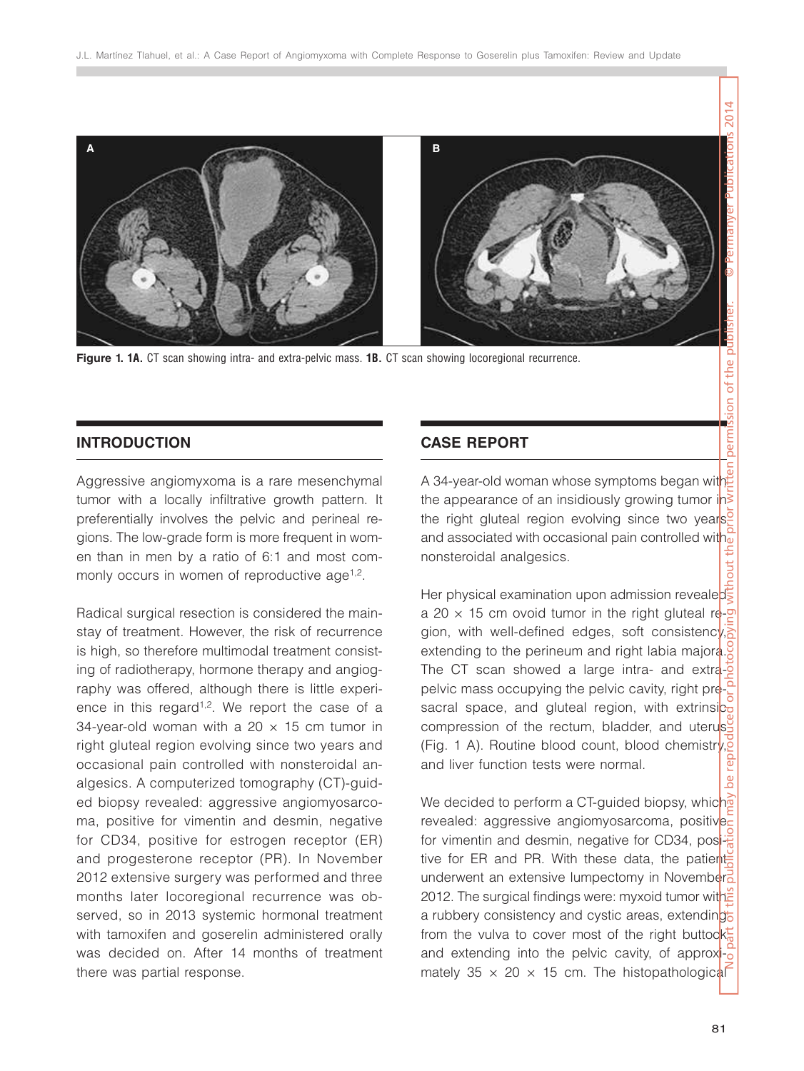Figure 1. 1A. CT scan showing intra- and extra-pelvic mass. 1B. CT scan showing locoregional recurrence.

## INTRODUCTION

Aggressive angiomyxoma is a rare mesenchymal tumor with a locally infiltrative growth pattern. It preferentially involves the pelvic and perineal regions. The low-grade form is more frequent in women than in men by a ratio of 6:1 and most commonly occurs in women of reproductive age[1,2].

Radical surgical resection is considered the mainstay of treatment. However, the risk of recurrence is high, so therefore multimodal treatment consisting of radiotherapy, hormone therapy and angiography was offered, although there is little experience in this regard[1,2]. We report the case of a 34-year-old woman with a 20 × 15 cm tumor in right gluteal region evolving since two years and occasional pain controlled with nonsteroidal analgesics. A computerized tomography (CT)-guided biopsy revealed: aggressive angiomyosarcoma, positive for vimentin and desmin, negative for CD34, positive for estrogen receptor (ER) and progesterone receptor (PR). In November 2012 extensive surgery was performed and three months later locoregional recurrence was observed, so in 2013 systemic hormonal treatment with tamoxifen and goserelin administered orally was decided on. After 14 months of treatment there was partial response.

## CASE REPORT

A 34-year-old woman whose symptoms began with the appearance of an insidiously growing tumor in the right gluteal region evolving since two years and associated with occasional pain controlled with nonsteroidal analgesics.

Her physical examination upon admission revealed a 20 × 15 cm ovoid tumor in the right gluteal region, with well-defined edges, soft consistency, extending to the perineum and right labia majora. The CT scan showed a large intra- and extra-pelvic mass occupying the pelvic cavity, right presacral space, and gluteal region, with extrinsic compression of the rectum, bladder, and uterus (Fig. 1 A). Routine blood count, blood chemistry, and liver function tests were normal.

We decided to perform a CT-guided biopsy, which revealed: aggressive angiomyosarcoma, positive for vimentin and desmin, negative for CD34, positive for ER and PR. With these data, the patient underwent an extensive lumpectomy in November 2012. The surgical findings were: myxoid tumor with a rubbery consistency and cystic areas, extending from the vulva to cover most of the right buttock and extending into the pelvic cavity, of approximately 35 × 20 × 15 cm. The histopathological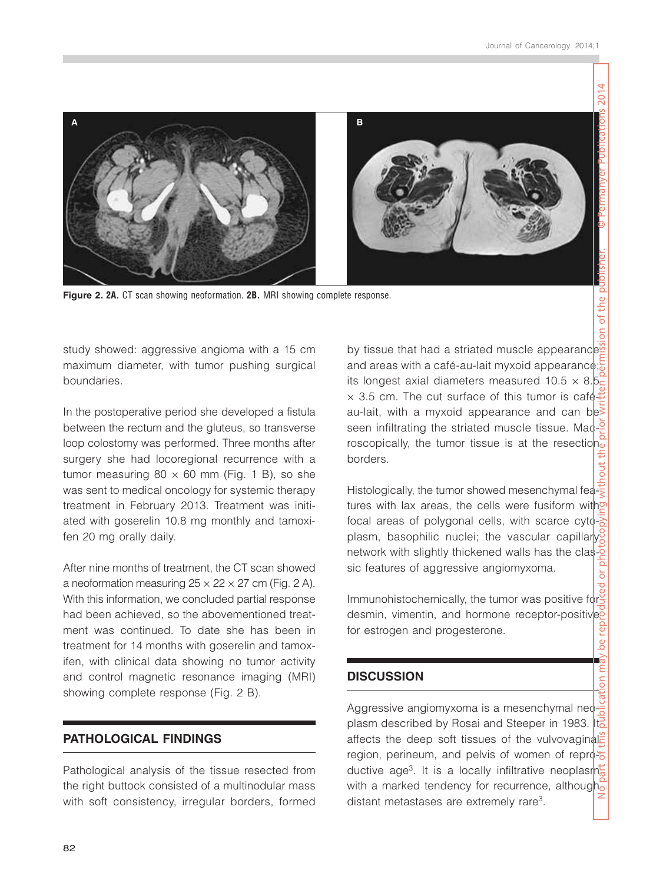**Figure 2. 2A.** CT scan showing neoformation. **2B.** MRI showing complete response.

study showed: aggressive angioma with a 15 cm maximum diameter, with tumor pushing surgical boundaries.

In the postoperative period she developed a fistula between the rectum and the gluteus, so transverse loop colostomy was performed. Three months after surgery she had locoregional recurrence with a tumor measuring 80 × 60 mm (Fig. 1 B), so she was sent to medical oncology for systemic therapy treatment in February 2013. Treatment was initiated with goserelin 10.8 mg monthly and tamoxifen 20 mg orally daily.

After nine months of treatment, the CT scan showed a neoformation measuring 25 × 22 × 27 cm (Fig. 2 A). With this information, we concluded partial response had been achieved, so the abovementioned treatment was continued. To date she has been in treatment for 14 months with goserelin and tamoxifen, with clinical data showing no tumor activity and control magnetic resonance imaging (MRI) showing complete response (Fig. 2 B).

## PATHOLOGICAL FINDINGS

Pathological analysis of the tissue resected from the right buttock consisted of a multinodular mass with soft consistency, irregular borders, formed by tissue that had a striated muscle appearance and areas with a café-au-lait myxoid appearance; its longest axial diameters measured 10.5 × 8.5 × 3.5 cm. The cut surface of this tumor is café-au-lait, with a myxoid appearance and can be seen infiltrating the striated muscle tissue. Macroscopically, the tumor tissue is at the resection borders.

Histologically, the tumor showed mesenchymal features with lax areas, the cells were fusiform with focal areas of polygonal cells, with scarce cytoplasm, basophilic nuclei; the vascular capillary network with slightly thickened walls has the classic features of aggressive angiomyxoma.

Immunohistochemically, the tumor was positive for desmin, vimentin, and hormone receptor-positive for estrogen and progesterone.

## DISCUSSION

Aggressive angiomyxoma is a mesenchymal neoplasm described by Rosai and Steeper in 1983. It affects the deep soft tissues of the vulvovaginal region, perineum, and pelvis of women of reproductive age[3]. It is a locally infiltrative neoplasm with a marked tendency for recurrence, although distant metastases are extremely rare[3].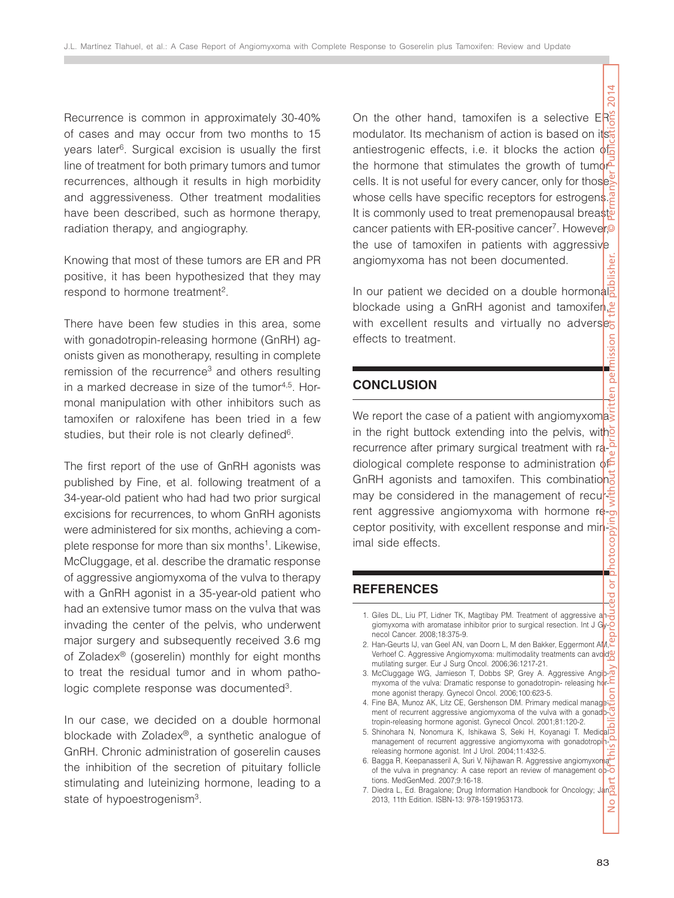Recurrence is common in approximately 30-40% of cases and may occur from two months to 15 years later[6]. Surgical excision is usually the first line of treatment for both primary tumors and tumor recurrences, although it results in high morbidity and aggressiveness. Other treatment modalities have been described, such as hormone therapy, radiation therapy, and angiography.

Knowing that most of these tumors are ER and PR positive, it has been hypothesized that they may respond to hormone treatment[2].

There have been few studies in this area, some with gonadotropin-releasing hormone (GnRH) agonists given as monotherapy, resulting in complete remission of the recurrence[3] and others resulting in a marked decrease in size of the tumor[4,5]. Hormonal manipulation with other inhibitors such as tamoxifen or raloxifene has been tried in a few studies, but their role is not clearly defined[6].

The first report of the use of GnRH agonists was published by Fine, et al. following treatment of a 34-year-old patient who had had two prior surgical excisions for recurrences, to whom GnRH agonists were administered for six months, achieving a complete response for more than six months[1]. Likewise, McCluggage, et al. describe the dramatic response of aggressive angiomyxoma of the vulva to therapy with a GnRH agonist in a 35-year-old patient who had an extensive tumor mass on the vulva that was invading the center of the pelvis, who underwent major surgery and subsequently received 3.6 mg of Zoladex® (goserelin) monthly for eight months to treat the residual tumor and in whom pathologic complete response was documented[3].

In our case, we decided on a double hormonal blockade with Zoladex®, a synthetic analogue of GnRH. Chronic administration of goserelin causes the inhibition of the secretion of pituitary follicle stimulating and luteinizing hormone, leading to a state of hypoestrogenism[3].

On the other hand, tamoxifen is a selective ER modulator. Its mechanism of action is based on its antiestrogenic effects, i.e. it blocks the action of the hormone that stimulates the growth of tumor cells. It is not useful for every cancer, only for those whose cells have specific receptors for estrogens. It is commonly used to treat premenopausal breast cancer patients with ER-positive cancer[7]. However, the use of tamoxifen in patients with aggressive angiomyxoma has not been documented.

In our patient we decided on a double hormonal blockade using a GnRH agonist and tamoxifen, with excellent results and virtually no adverse effects to treatment.

## CONCLUSION

We report the case of a patient with angiomyxoma in the right buttock extending into the pelvis, with recurrence after primary surgical treatment with radiological complete response to administration of GnRH agonists and tamoxifen. This combination may be considered in the management of recurrent aggressive angiomyxoma with hormone receptor positivity, with excellent response and minimal side effects.

## REFERENCES

1. Giles DL, Liu PT, Lidner TK, Magtibay PM. Treatment of aggressive angiomyxoma with aromatase inhibitor prior to surgical resection. Int J Gynecol Cancer. 2008;18:375-9.
2. Han-Geurts IJ, van Geel AN, van Doorn L, M den Bakker, Eggermont AM, Verhoef C. Aggressive Angiomyxoma: multimodality treatments can avoid mutilating surger. Eur J Surg Oncol. 2006;36:1217-21.
3. McCluggage WG, Jamieson T, Dobbs SP, Grey A. Aggressive Angiomyxoma of the vulva: Dramatic response to gonadotropin- releasing hormone agonist therapy. Gynecol Oncol. 2006;100:623-5.
4. Fine BA, Munoz AK, Litz CE, Gershenson DM. Primary medical management of recurrent aggressive angiomyxoma of the vulva with a gonadotropin-releasing hormone agonist. Gynecol Oncol. 2001;81:120-2.
5. Shinohara N, Nonomura K, Ishikawa S, Seki H, Koyanagi T. Medical management of recurrent aggressive angiomyxoma with gonadotropin-releasing hormone agonist. Int J Urol. 2004;11:432-5.
6. Bagga R, Keepanasseril A, Suri V, Nijhawan R. Aggressive angiomyxoma of the vulva in pregnancy: A case report an review of management options. MedGenMed. 2007;9:16-18.
7. Diedra L, Ed. Bragalone; Drug Information Handbook for Oncology; Jan 2013, 11th Edition. ISBN-13: 978-1591953173.